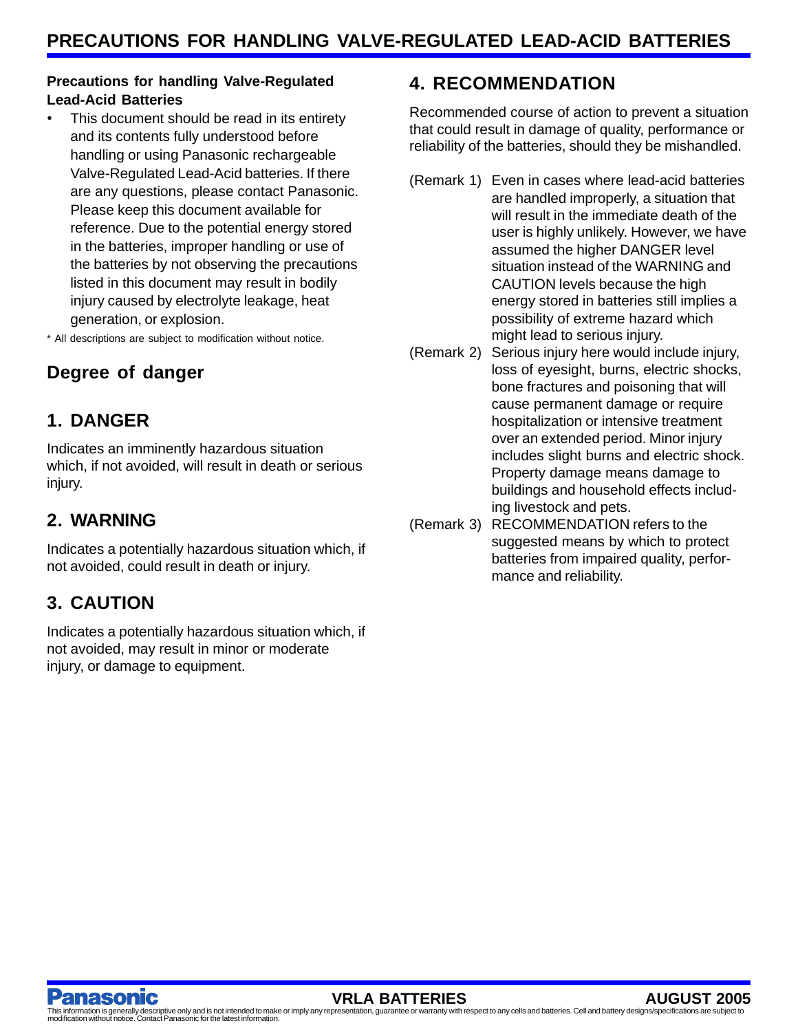# PRECAUTIONS FOR HANDLING VALVE-REGULATED LEAD-ACID BATTERIES

**Precautions for handling Valve-Regulated Lead-Acid Batteries**

- This document should be read in its entirety and its contents fully understood before handling or using Panasonic rechargeable Valve-Regulated Lead-Acid batteries. If there are any questions, please contact Panasonic. Please keep this document available for reference. Due to the potential energy stored in the batteries, improper handling or use of the batteries by not observing the precautions listed in this document may result in bodily injury caused by electrolyte leakage, heat generation, or explosion.

* All descriptions are subject to modification without notice.

## Degree of danger

### 1. DANGER

Indicates an imminently hazardous situation which, if not avoided, will result in death or serious injury.

### 2. WARNING

Indicates a potentially hazardous situation which, if not avoided, could result in death or injury.

### 3. CAUTION

Indicates a potentially hazardous situation which, if not avoided, may result in minor or moderate injury, or damage to equipment.

### 4. RECOMMENDATION

Recommended course of action to prevent a situation that could result in damage of quality, performance or reliability of the batteries, should they be mishandled.

(Remark 1) Even in cases where lead-acid batteries are handled improperly, a situation that will result in the immediate death of the user is highly unlikely. However, we have assumed the higher DANGER level situation instead of the WARNING and CAUTION levels because the high energy stored in batteries still implies a possibility of extreme hazard which might lead to serious injury.

(Remark 2) Serious injury here would include injury, loss of eyesight, burns, electric shocks, bone fractures and poisoning that will cause permanent damage or require hospitalization or intensive treatment over an extended period. Minor injury includes slight burns and electric shock. Property damage means damage to buildings and household effects including livestock and pets.

(Remark 3) RECOMMENDATION refers to the suggested means by which to protect batteries from impaired quality, performance and reliability.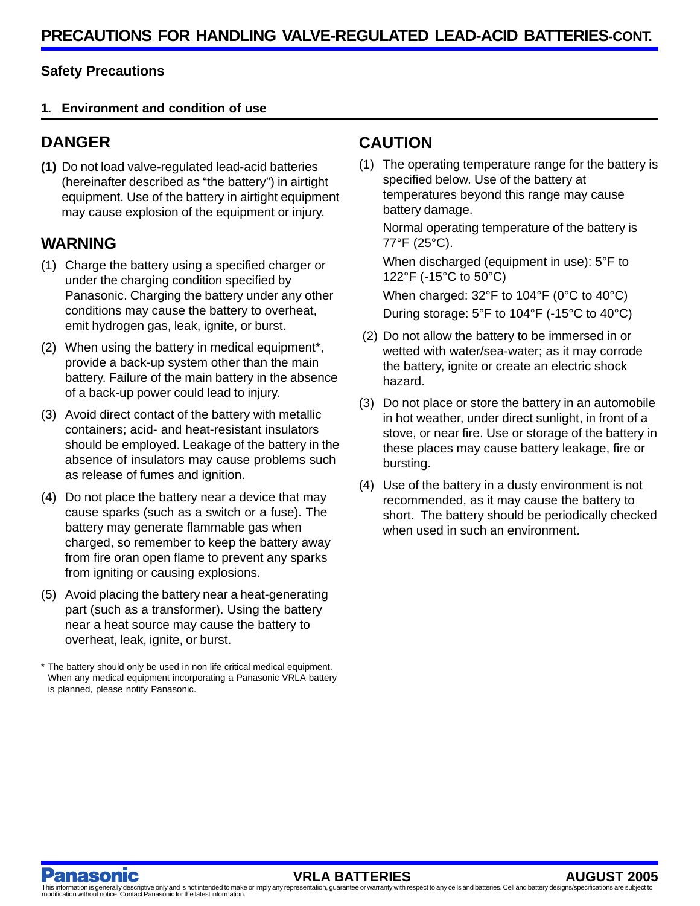## Safety Precautions

### 1. Environment and condition of use

### DANGER

**(1)** Do not load valve-regulated lead-acid batteries (hereinafter described as “the battery”) in airtight equipment. Use of the battery in airtight equipment may cause explosion of the equipment or injury.

### WARNING

(1) Charge the battery using a specified charger or under the charging condition specified by Panasonic. Charging the battery under any other conditions may cause the battery to overheat, emit hydrogen gas, leak, ignite, or burst.

(2) When using the battery in medical equipment*, provide a back-up system other than the main battery. Failure of the main battery in the absence of a back-up power could lead to injury.

(3) Avoid direct contact of the battery with metallic containers; acid- and heat-resistant insulators should be employed. Leakage of the battery in the absence of insulators may cause problems such as release of fumes and ignition.

(4) Do not place the battery near a device that may cause sparks (such as a switch or a fuse). The battery may generate flammable gas when charged, so remember to keep the battery away from fire oran open flame to prevent any sparks from igniting or causing explosions.

(5) Avoid placing the battery near a heat-generating part (such as a transformer). Using the battery near a heat source may cause the battery to overheat, leak, ignite, or burst.

* The battery should only be used in non life critical medical equipment. When any medical equipment incorporating a Panasonic VRLA battery is planned, please notify Panasonic.

### CAUTION

(1) The operating temperature range for the battery is specified below. Use of the battery at temperatures beyond this range may cause battery damage.

Normal operating temperature of the battery is 77°F (25°C).

When discharged (equipment in use): 5°F to 122°F (-15°C to 50°C)

When charged: 32°F to 104°F (0°C to 40°C)

During storage: 5°F to 104°F (-15°C to 40°C)

(2) Do not allow the battery to be immersed in or wetted with water/sea-water; as it may corrode the battery, ignite or create an electric shock hazard.

(3) Do not place or store the battery in an automobile in hot weather, under direct sunlight, in front of a stove, or near fire. Use or storage of the battery in these places may cause battery leakage, fire or bursting.

(4) Use of the battery in a dusty environment is not recommended, as it may cause the battery to short. The battery should be periodically checked when used in such an environment.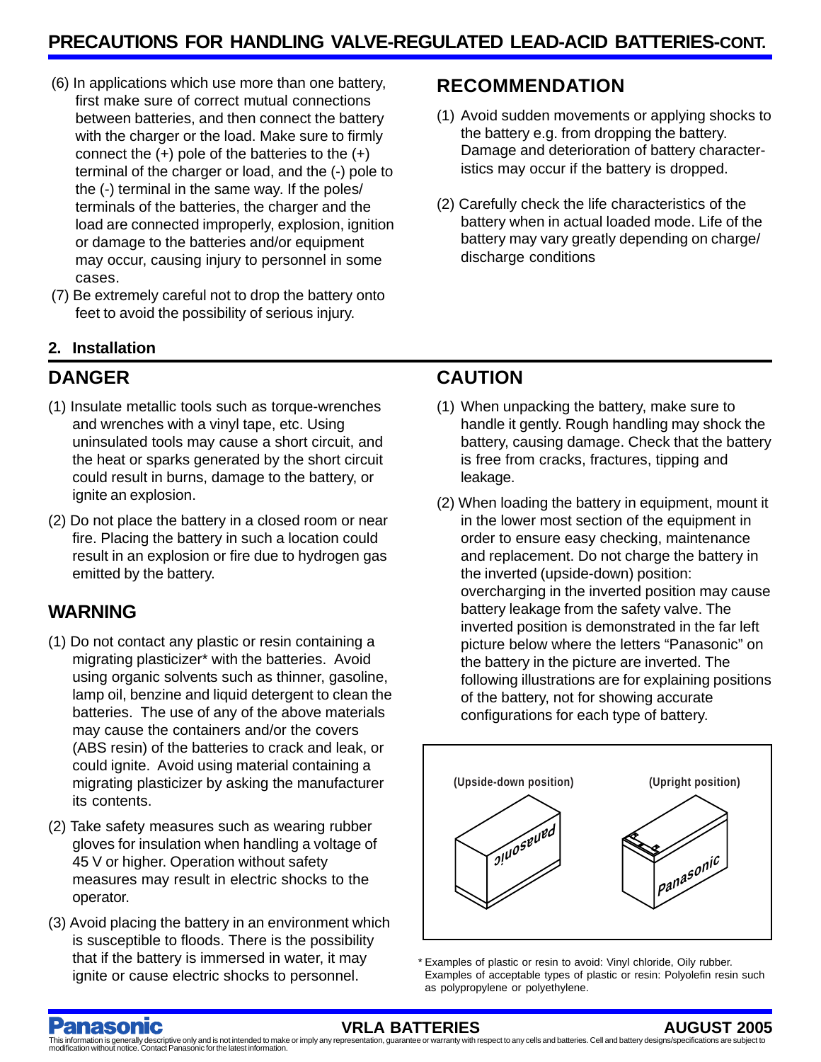## PRECAUTIONS FOR HANDLING VALVE-REGULATED LEAD-ACID BATTERIES-CONT.

(6) In applications which use more than one battery, first make sure of correct mutual connections between batteries, and then connect the battery with the charger or the load. Make sure to firmly connect the (+) pole of the batteries to the (+) terminal of the charger or load, and the (-) pole to the (-) terminal in the same way. If the poles/ terminals of the batteries, the charger and the load are connected improperly, explosion, ignition or damage to the batteries and/or equipment may occur, causing injury to personnel in some cases.

(7) Be extremely careful not to drop the battery onto feet to avoid the possibility of serious injury.

### RECOMMENDATION

(1) Avoid sudden movements or applying shocks to the battery e.g. from dropping the battery. Damage and deterioration of battery characteristics may occur if the battery is dropped.

(2) Carefully check the life characteristics of the battery when in actual loaded mode. Life of the battery may vary greatly depending on charge/ discharge conditions

### 2. Installation

### DANGER

(1) Insulate metallic tools such as torque-wrenches and wrenches with a vinyl tape, etc. Using uninsulated tools may cause a short circuit, and the heat or sparks generated by the short circuit could result in burns, damage to the battery, or ignite an explosion.

(2) Do not place the battery in a closed room or near fire. Placing the battery in such a location could result in an explosion or fire due to hydrogen gas emitted by the battery.

### WARNING

(1) Do not contact any plastic or resin containing a migrating plasticizer* with the batteries. Avoid using organic solvents such as thinner, gasoline, lamp oil, benzine and liquid detergent to clean the batteries. The use of any of the above materials may cause the containers and/or the covers (ABS resin) of the batteries to crack and leak, or could ignite. Avoid using material containing a migrating plasticizer by asking the manufacturer its contents.

(2) Take safety measures such as wearing rubber gloves for insulation when handling a voltage of 45 V or higher. Operation without safety measures may result in electric shocks to the operator.

(3) Avoid placing the battery in an environment which is susceptible to floods. There is the possibility that if the battery is immersed in water, it may ignite or cause electric shocks to personnel.

### CAUTION

(1) When unpacking the battery, make sure to handle it gently. Rough handling may shock the battery, causing damage. Check that the battery is free from cracks, fractures, tipping and leakage.

(2) When loading the battery in equipment, mount it in the lower most section of the equipment in order to ensure easy checking, maintenance and replacement. Do not charge the battery in the inverted (upside-down) position: overcharging in the inverted position may cause battery leakage from the safety valve. The inverted position is demonstrated in the far left picture below where the letters “Panasonic” on the battery in the picture are inverted. The following illustrations are for explaining positions of the battery, not for showing accurate configurations for each type of battery.

(Upside-down position)

(Upright position)

\* Examples of plastic or resin to avoid: Vinyl chloride, Oily rubber.
Examples of acceptable types of plastic or resin: Polyolefin resin such as polypropylene or polyethylene.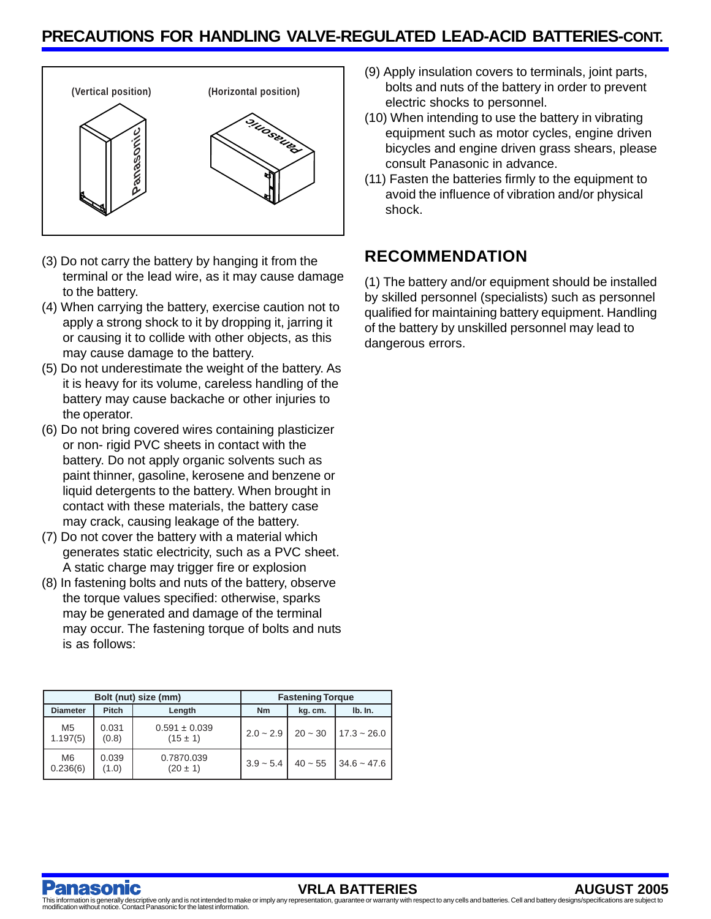## PRECAUTIONS FOR HANDLING VALVE-REGULATED LEAD-ACID BATTERIES-CONT.

(Vertical position) (Horizontal position)

(3) Do not carry the battery by hanging it from the terminal or the lead wire, as it may cause damage to the battery.

(4) When carrying the battery, exercise caution not to apply a strong shock to it by dropping it, jarring it or causing it to collide with other objects, as this may cause damage to the battery.

(5) Do not underestimate the weight of the battery. As it is heavy for its volume, careless handling of the battery may cause backache or other injuries to the operator.

(6) Do not bring covered wires containing plasticizer or non- rigid PVC sheets in contact with the battery. Do not apply organic solvents such as paint thinner, gasoline, kerosene and benzene or liquid detergents to the battery. When brought in contact with these materials, the battery case may crack, causing leakage of the battery.

(7) Do not cover the battery with a material which generates static electricity, such as a PVC sheet. A static charge may trigger fire or explosion

(8) In fastening bolts and nuts of the battery, observe the torque values specified: otherwise, sparks may be generated and damage of the terminal may occur. The fastening torque of bolts and nuts is as follows:

| Bolt (nut) size (mm) | | | Fastening Torque | | |
|---|---|---|---|---|---|
| Diameter | Pitch | Length | Nm | kg. cm. | lb. In. |
| M5 1.197(5) | 0.031 (0.8) | 0.591 ± 0.039 (15 ± 1) | 2.0 ~ 2.9 | 20 ~ 30 | 17.3 ~ 26.0 |
| M6 0.236(6) | 0.039 (1.0) | 0.7870.039 (20 ± 1) | 3.9 ~ 5.4 | 40 ~ 55 | 34.6 ~ 47.6 |

(9) Apply insulation covers to terminals, joint parts, bolts and nuts of the battery in order to prevent electric shocks to personnel.

(10) When intending to use the battery in vibrating equipment such as motor cycles, engine driven bicycles and engine driven grass shears, please consult Panasonic in advance.

(11) Fasten the batteries firmly to the equipment to avoid the influence of vibration and/or physical shock.

## RECOMMENDATION

(1) The battery and/or equipment should be installed by skilled personnel (specialists) such as personnel qualified for maintaining battery equipment. Handling of the battery by unskilled personnel may lead to dangerous errors.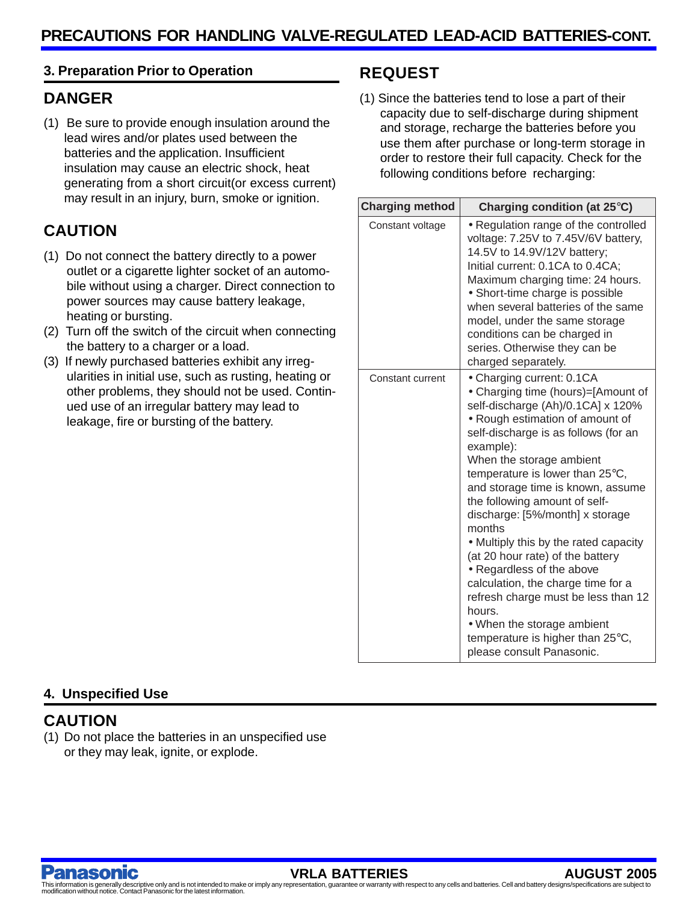## PRECAUTIONS FOR HANDLING VALVE-REGULATED LEAD-ACID BATTERIES-CONT.

### 3. Preparation Prior to Operation

### DANGER

(1) Be sure to provide enough insulation around the lead wires and/or plates used between the batteries and the application. Insufficient insulation may cause an electric shock, heat generating from a short circuit(or excess current) may result in an injury, burn, smoke or ignition.

### CAUTION

(1) Do not connect the battery directly to a power outlet or a cigarette lighter socket of an automobile without using a charger. Direct connection to power sources may cause battery leakage, heating or bursting.

(2) Turn off the switch of the circuit when connecting the battery to a charger or a load.

(3) If newly purchased batteries exhibit any irregularities in initial use, such as rusting, heating or other problems, they should not be used. Continued use of an irregular battery may lead to leakage, fire or bursting of the battery.

### REQUEST

(1) Since the batteries tend to lose a part of their capacity due to self-discharge during shipment and storage, recharge the batteries before you use them after purchase or long-term storage in order to restore their full capacity. Check for the following conditions before recharging:

| Charging method | Charging condition (at 25°C) |
|---|---|
| Constant voltage | • Regulation range of the controlled voltage: 7.25V to 7.45V/6V battery, 14.5V to 14.9V/12V battery; Initial current: 0.1CA to 0.4CA; Maximum charging time: 24 hours. • Short-time charge is possible when several batteries of the same model, under the same storage conditions can be charged in series. Otherwise they can be charged separately. |
| Constant current | • Charging current: 0.1CA • Charging time (hours)=[Amount of self-discharge (Ah)/0.1CA] x 120% • Rough estimation of amount of self-discharge is as follows (for an example): When the storage ambient temperature is lower than 25°C, and storage time is known, assume the following amount of self-discharge: [5%/month] x storage months • Multiply this by the rated capacity (at 20 hour rate) of the battery • Regardless of the above calculation, the charge time for a refresh charge must be less than 12 hours. • When the storage ambient temperature is higher than 25°C, please consult Panasonic. |

### 4. Unspecified Use

### CAUTION

(1) Do not place the batteries in an unspecified use or they may leak, ignite, or explode.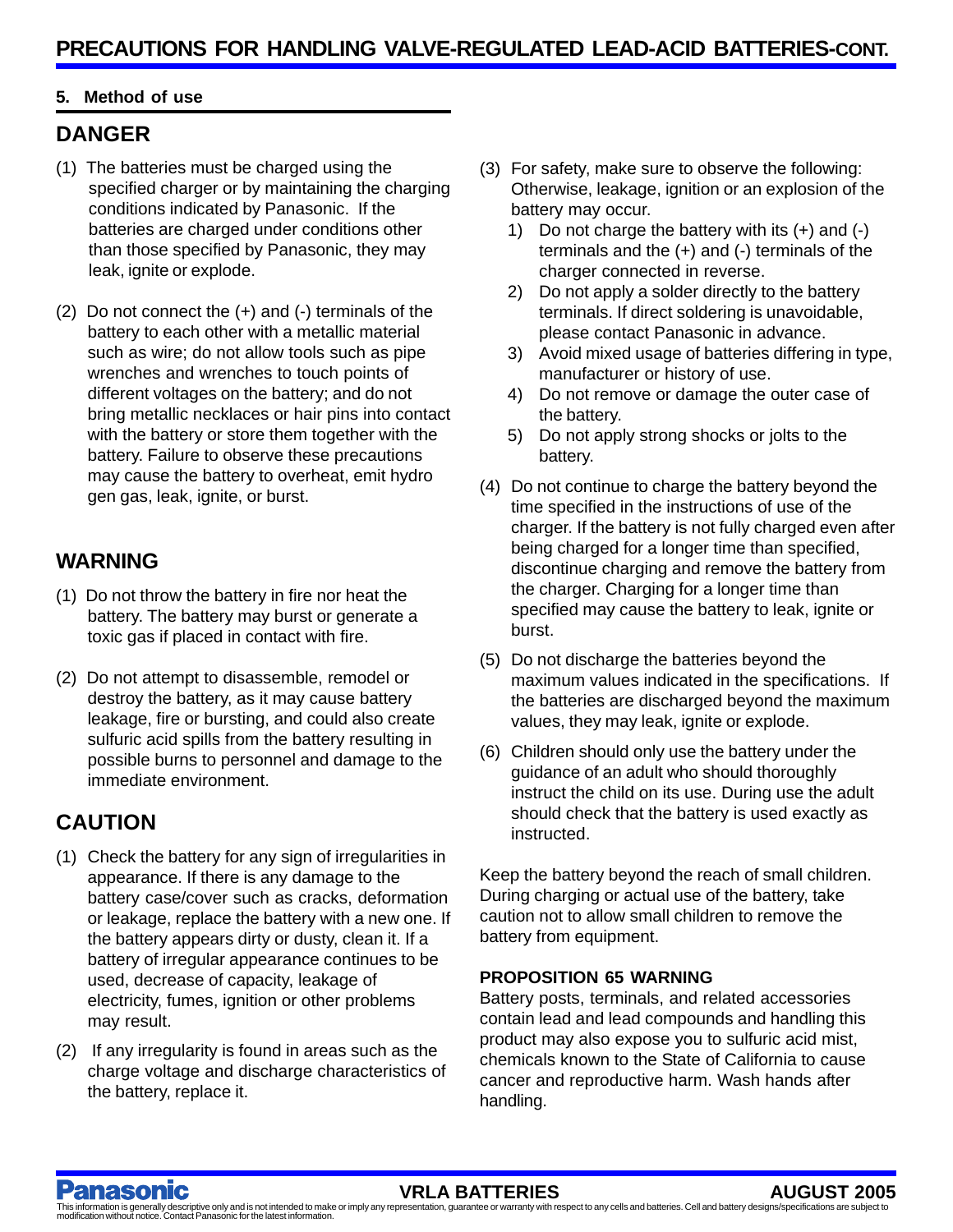### 5. Method of use

## DANGER

(1) The batteries must be charged using the specified charger or by maintaining the charging conditions indicated by Panasonic. If the batteries are charged under conditions other than those specified by Panasonic, they may leak, ignite or explode.

(2) Do not connect the (+) and (-) terminals of the battery to each other with a metallic material such as wire; do not allow tools such as pipe wrenches and wrenches to touch points of different voltages on the battery; and do not bring metallic necklaces or hair pins into contact with the battery or store them together with the battery. Failure to observe these precautions may cause the battery to overheat, emit hydro gen gas, leak, ignite, or burst.

## WARNING

(1) Do not throw the battery in fire nor heat the battery. The battery may burst or generate a toxic gas if placed in contact with fire.

(2) Do not attempt to disassemble, remodel or destroy the battery, as it may cause battery leakage, fire or bursting, and could also create sulfuric acid spills from the battery resulting in possible burns to personnel and damage to the immediate environment.

## CAUTION

(1) Check the battery for any sign of irregularities in appearance. If there is any damage to the battery case/cover such as cracks, deformation or leakage, replace the battery with a new one. If the battery appears dirty or dusty, clean it. If a battery of irregular appearance continues to be used, decrease of capacity, leakage of electricity, fumes, ignition or other problems may result.

(2) If any irregularity is found in areas such as the charge voltage and discharge characteristics of the battery, replace it.

(3) For safety, make sure to observe the following: Otherwise, leakage, ignition or an explosion of the battery may occur.
   1) Do not charge the battery with its (+) and (-) terminals and the (+) and (-) terminals of the charger connected in reverse.
   2) Do not apply a solder directly to the battery terminals. If direct soldering is unavoidable, please contact Panasonic in advance.
   3) Avoid mixed usage of batteries differing in type, manufacturer or history of use.
   4) Do not remove or damage the outer case of the battery.
   5) Do not apply strong shocks or jolts to the battery.

(4) Do not continue to charge the battery beyond the time specified in the instructions of use of the charger. If the battery is not fully charged even after being charged for a longer time than specified, discontinue charging and remove the battery from the charger. Charging for a longer time than specified may cause the battery to leak, ignite or burst.

(5) Do not discharge the batteries beyond the maximum values indicated in the specifications. If the batteries are discharged beyond the maximum values, they may leak, ignite or explode.

(6) Children should only use the battery under the guidance of an adult who should thoroughly instruct the child on its use. During use the adult should check that the battery is used exactly as instructed.

Keep the battery beyond the reach of small children. During charging or actual use of the battery, take caution not to allow small children to remove the battery from equipment.

**PROPOSITION 65 WARNING**

Battery posts, terminals, and related accessories contain lead and lead compounds and handling this product may also expose you to sulfuric acid mist, chemicals known to the State of California to cause cancer and reproductive harm. Wash hands after handling.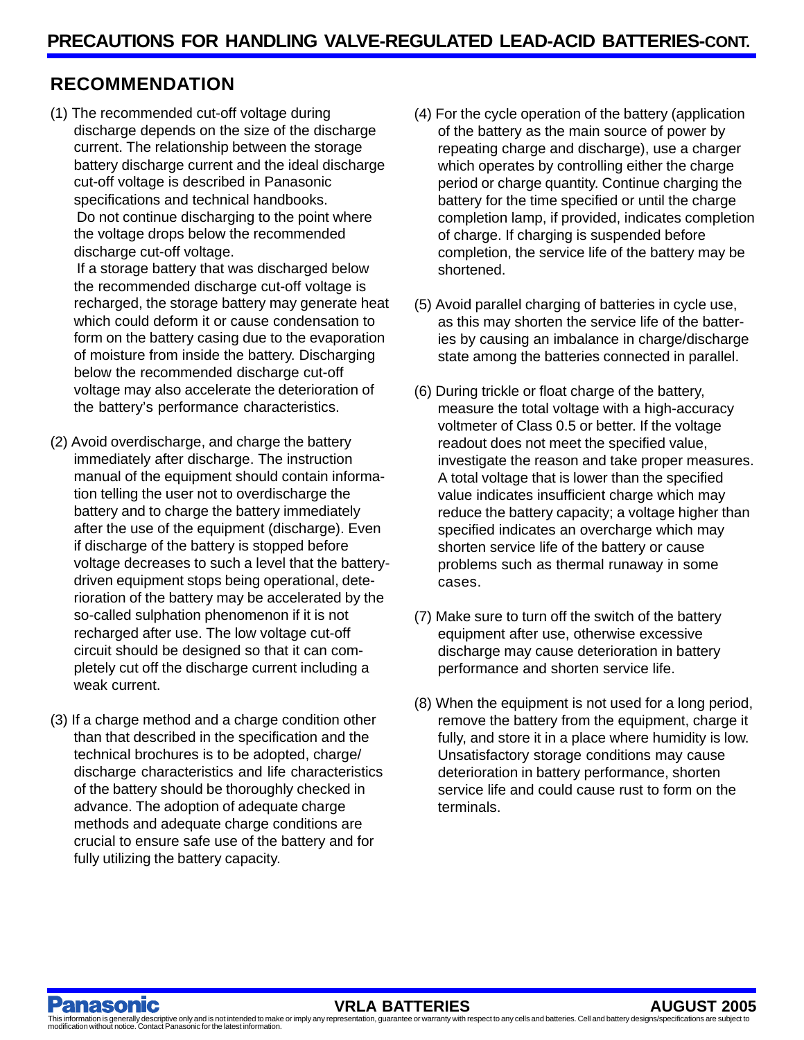## PRECAUTIONS FOR HANDLING VALVE-REGULATED LEAD-ACID BATTERIES-CONT.

### RECOMMENDATION

(1) The recommended cut-off voltage during discharge depends on the size of the discharge current. The relationship between the storage battery discharge current and the ideal discharge cut-off voltage is described in Panasonic specifications and technical handbooks.
Do not continue discharging to the point where the voltage drops below the recommended discharge cut-off voltage.
If a storage battery that was discharged below the recommended discharge cut-off voltage is recharged, the storage battery may generate heat which could deform it or cause condensation to form on the battery casing due to the evaporation of moisture from inside the battery. Discharging below the recommended discharge cut-off voltage may also accelerate the deterioration of the battery's performance characteristics.

(2) Avoid overdischarge, and charge the battery immediately after discharge. The instruction manual of the equipment should contain information telling the user not to overdischarge the battery and to charge the battery immediately after the use of the equipment (discharge). Even if discharge of the battery is stopped before voltage decreases to such a level that the battery-driven equipment stops being operational, deterioration of the battery may be accelerated by the so-called sulphation phenomenon if it is not recharged after use. The low voltage cut-off circuit should be designed so that it can completely cut off the discharge current including a weak current.

(3) If a charge method and a charge condition other than that described in the specification and the technical brochures is to be adopted, charge/discharge characteristics and life characteristics of the battery should be thoroughly checked in advance. The adoption of adequate charge methods and adequate charge conditions are crucial to ensure safe use of the battery and for fully utilizing the battery capacity.

(4) For the cycle operation of the battery (application of the battery as the main source of power by repeating charge and discharge), use a charger which operates by controlling either the charge period or charge quantity. Continue charging the battery for the time specified or until the charge completion lamp, if provided, indicates completion of charge. If charging is suspended before completion, the service life of the battery may be shortened.

(5) Avoid parallel charging of batteries in cycle use, as this may shorten the service life of the batteries by causing an imbalance in charge/discharge state among the batteries connected in parallel.

(6) During trickle or float charge of the battery, measure the total voltage with a high-accuracy voltmeter of Class 0.5 or better. If the voltage readout does not meet the specified value, investigate the reason and take proper measures. A total voltage that is lower than the specified value indicates insufficient charge which may reduce the battery capacity; a voltage higher than specified indicates an overcharge which may shorten service life of the battery or cause problems such as thermal runaway in some cases.

(7) Make sure to turn off the switch of the battery equipment after use, otherwise excessive discharge may cause deterioration in battery performance and shorten service life.

(8) When the equipment is not used for a long period, remove the battery from the equipment, charge it fully, and store it in a place where humidity is low. Unsatisfactory storage conditions may cause deterioration in battery performance, shorten service life and could cause rust to form on the terminals.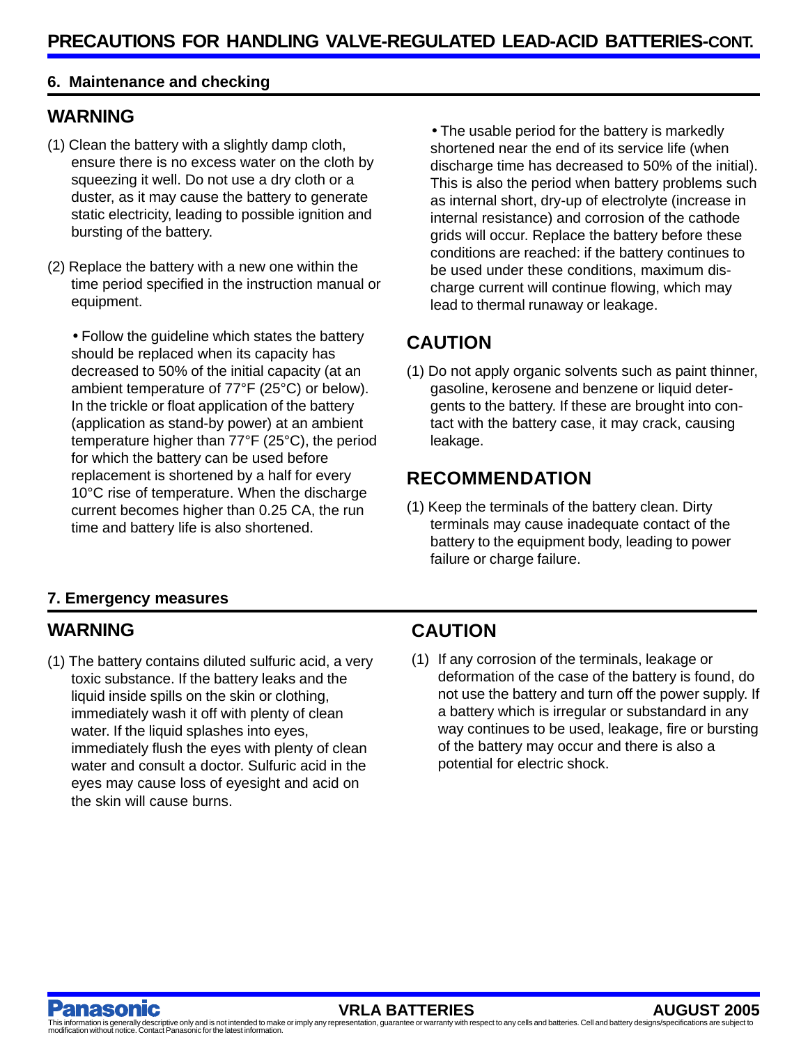## 6. Maintenance and checking

### WARNING

(1) Clean the battery with a slightly damp cloth, ensure there is no excess water on the cloth by squeezing it well. Do not use a dry cloth or a duster, as it may cause the battery to generate static electricity, leading to possible ignition and bursting of the battery.

(2) Replace the battery with a new one within the time period specified in the instruction manual or equipment.

- Follow the guideline which states the battery should be replaced when its capacity has decreased to 50% of the initial capacity (at an ambient temperature of 77°F (25°C) or below). In the trickle or float application of the battery (application as stand-by power) at an ambient temperature higher than 77°F (25°C), the period for which the battery can be used before replacement is shortened by a half for every 10°C rise of temperature. When the discharge current becomes higher than 0.25 CA, the run time and battery life is also shortened.

- The usable period for the battery is markedly shortened near the end of its service life (when discharge time has decreased to 50% of the initial). This is also the period when battery problems such as internal short, dry-up of electrolyte (increase in internal resistance) and corrosion of the cathode grids will occur. Replace the battery before these conditions are reached: if the battery continues to be used under these conditions, maximum discharge current will continue flowing, which may lead to thermal runaway or leakage.

### CAUTION

(1) Do not apply organic solvents such as paint thinner, gasoline, kerosene and benzene or liquid detergents to the battery. If these are brought into contact with the battery case, it may crack, causing leakage.

### RECOMMENDATION

(1) Keep the terminals of the battery clean. Dirty terminals may cause inadequate contact of the battery to the equipment body, leading to power failure or charge failure.

## 7. Emergency measures

### WARNING

(1) The battery contains diluted sulfuric acid, a very toxic substance. If the battery leaks and the liquid inside spills on the skin or clothing, immediately wash it off with plenty of clean water. If the liquid splashes into eyes, immediately flush the eyes with plenty of clean water and consult a doctor. Sulfuric acid in the eyes may cause loss of eyesight and acid on the skin will cause burns.

### CAUTION

(1) If any corrosion of the terminals, leakage or deformation of the case of the battery is found, do not use the battery and turn off the power supply. If a battery which is irregular or substandard in any way continues to be used, leakage, fire or bursting of the battery may occur and there is also a potential for electric shock.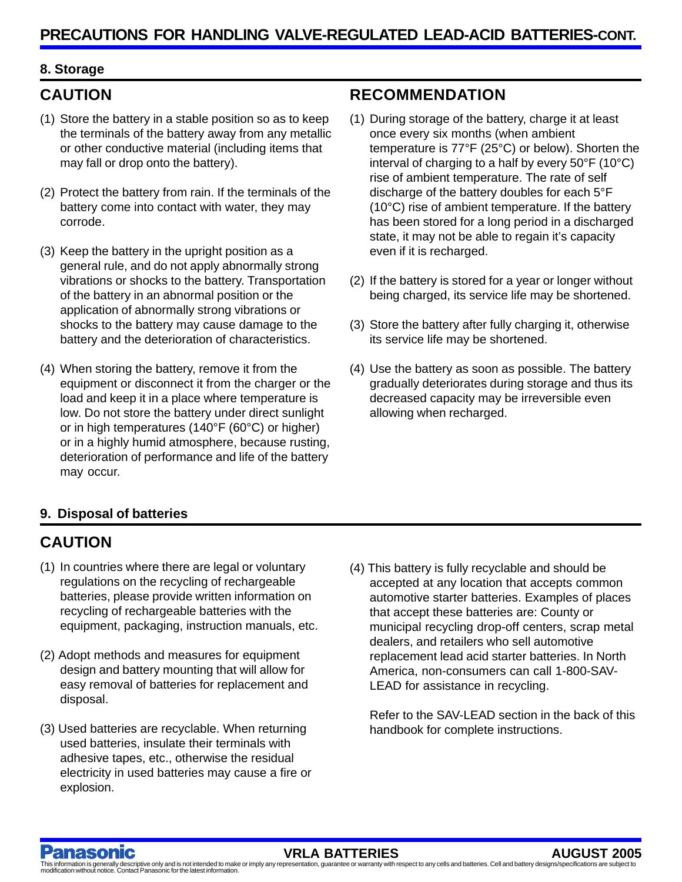## PRECAUTIONS FOR HANDLING VALVE-REGULATED LEAD-ACID BATTERIES-CONT.

### 8. Storage

#### CAUTION

(1) Store the battery in a stable position so as to keep the terminals of the battery away from any metallic or other conductive material (including items that may fall or drop onto the battery).

(2) Protect the battery from rain. If the terminals of the battery come into contact with water, they may corrode.

(3) Keep the battery in the upright position as a general rule, and do not apply abnormally strong vibrations or shocks to the battery. Transportation of the battery in an abnormal position or the application of abnormally strong vibrations or shocks to the battery may cause damage to the battery and the deterioration of characteristics.

(4) When storing the battery, remove it from the equipment or disconnect it from the charger or the load and keep it in a place where temperature is low. Do not store the battery under direct sunlight or in high temperatures (140°F (60°C) or higher) or in a highly humid atmosphere, because rusting, deterioration of performance and life of the battery may occur.

#### RECOMMENDATION

(1) During storage of the battery, charge it at least once every six months (when ambient temperature is 77°F (25°C) or below). Shorten the interval of charging to a half by every 50°F (10°C) rise of ambient temperature. The rate of self discharge of the battery doubles for each 5°F (10°C) rise of ambient temperature. If the battery has been stored for a long period in a discharged state, it may not be able to regain it's capacity even if it is recharged.

(2) If the battery is stored for a year or longer without being charged, its service life may be shortened.

(3) Store the battery after fully charging it, otherwise its service life may be shortened.

(4) Use the battery as soon as possible. The battery gradually deteriorates during storage and thus its decreased capacity may be irreversible even allowing when recharged.

### 9. Disposal of batteries

#### CAUTION

(1) In countries where there are legal or voluntary regulations on the recycling of rechargeable batteries, please provide written information on recycling of rechargeable batteries with the equipment, packaging, instruction manuals, etc.

(2) Adopt methods and measures for equipment design and battery mounting that will allow for easy removal of batteries for replacement and disposal.

(3) Used batteries are recyclable. When returning used batteries, insulate their terminals with adhesive tapes, etc., otherwise the residual electricity in used batteries may cause a fire or explosion.

(4) This battery is fully recyclable and should be accepted at any location that accepts common automotive starter batteries. Examples of places that accept these batteries are: County or municipal recycling drop-off centers, scrap metal dealers, and retailers who sell automotive replacement lead acid starter batteries. In North America, non-consumers can call 1-800-SAV-LEAD for assistance in recycling.

Refer to the SAV-LEAD section in the back of this handbook for complete instructions.

Panasonic VRLA BATTERIES AUGUST 2005

This information is generally descriptive only and is not intended to make or imply any representation, guarantee or warranty with respect to any cells and batteries. Cell and battery designs/specifications are subject to modification without notice. Contact Panasonic for the latest information.